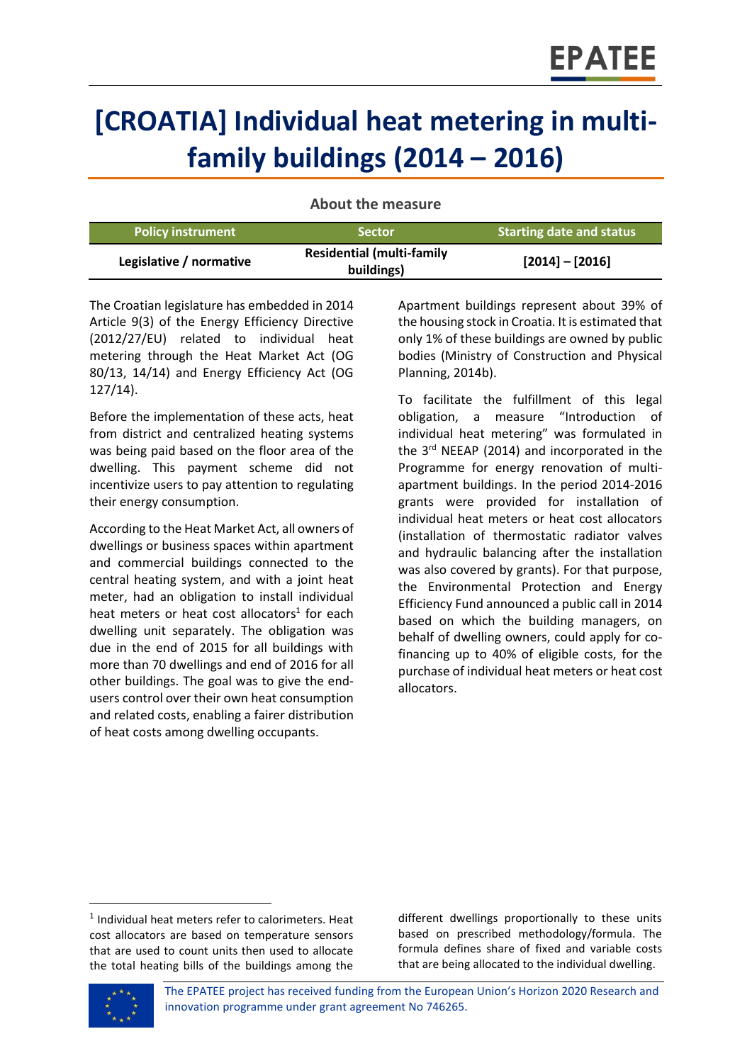# [CROATIA] Individual heat metering in multi-family buildings (2014 – 2016)

### About the measure

| Policy instrument | Sector | Starting date and status |
|---|---|---|
| **Legislative / normative** | **Residential (multi-family buildings)** | **[2014] – [2016]** |

The Croatian legislature has embedded in 2014 Article 9(3) of the Energy Efficiency Directive (2012/27/EU) related to individual heat metering through the Heat Market Act (OG 80/13, 14/14) and Energy Efficiency Act (OG 127/14).

Before the implementation of these acts, heat from district and centralized heating systems was being paid based on the floor area of the dwelling. This payment scheme did not incentivize users to pay attention to regulating their energy consumption.

According to the Heat Market Act, all owners of dwellings or business spaces within apartment and commercial buildings connected to the central heating system, and with a joint heat meter, had an obligation to install individual heat meters or heat cost allocators[1] for each dwelling unit separately. The obligation was due in the end of 2015 for all buildings with more than 70 dwellings and end of 2016 for all other buildings. The goal was to give the end-users control over their own heat consumption and related costs, enabling a fairer distribution of heat costs among dwelling occupants.

Apartment buildings represent about 39% of the housing stock in Croatia. It is estimated that only 1% of these buildings are owned by public bodies (Ministry of Construction and Physical Planning, 2014b).

To facilitate the fulfillment of this legal obligation, a measure "Introduction of individual heat metering" was formulated in the 3rd NEEAP (2014) and incorporated in the Programme for energy renovation of multi-apartment buildings. In the period 2014-2016 grants were provided for installation of individual heat meters or heat cost allocators (installation of thermostatic radiator valves and hydraulic balancing after the installation was also covered by grants). For that purpose, the Environmental Protection and Energy Efficiency Fund announced a public call in 2014 based on which the building managers, on behalf of dwelling owners, could apply for co-financing up to 40% of eligible costs, for the purchase of individual heat meters or heat cost allocators.

[1] Individual heat meters refer to calorimeters. Heat cost allocators are based on temperature sensors that are used to count units then used to allocate the total heating bills of the buildings among the different dwellings proportionally to these units based on prescribed methodology/formula. The formula defines share of fixed and variable costs that are being allocated to the individual dwelling.

The EPATEE project has received funding from the European Union's Horizon 2020 Research and innovation programme under grant agreement No 746265.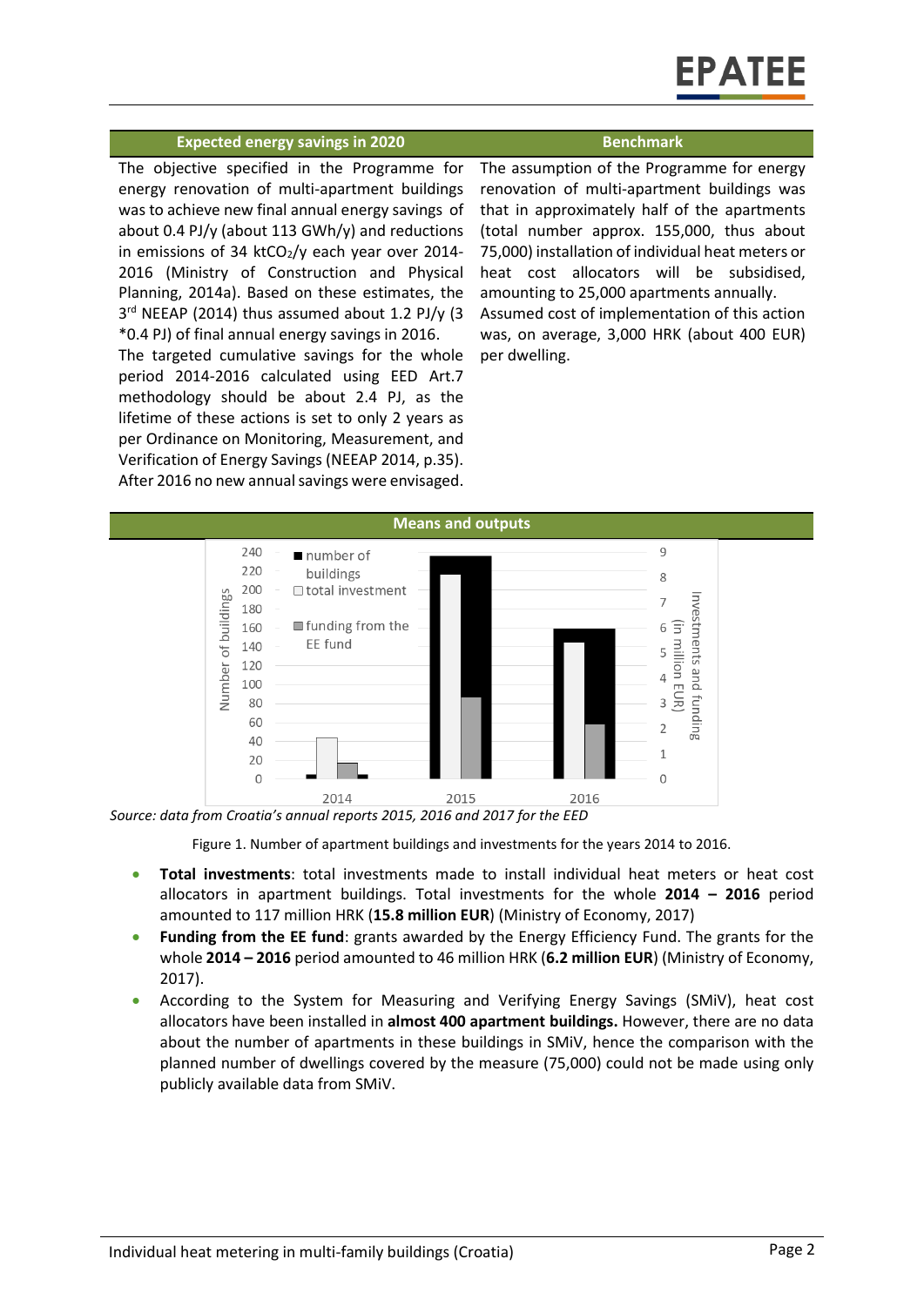## Expected energy savings in 2020

The objective specified in the Programme for energy renovation of multi-apartment buildings was to achieve new final annual energy savings of about 0.4 PJ/y (about 113 GWh/y) and reductions in emissions of 34 kt$CO_2$/y each year over 2014-2016 (Ministry of Construction and Physical Planning, 2014a). Based on these estimates, the 3rd NEEAP (2014) thus assumed about 1.2 PJ/y (3 *0.4 PJ) of final annual energy savings in 2016.

The targeted cumulative savings for the whole period 2014-2016 calculated using EED Art.7 methodology should be about 2.4 PJ, as the lifetime of these actions is set to only 2 years as per Ordinance on Monitoring, Measurement, and Verification of Energy Savings (NEEAP 2014, p.35). After 2016 no new annual savings were envisaged.

## Benchmark

The assumption of the Programme for energy renovation of multi-apartment buildings was that in approximately half of the apartments (total number approx. 155,000, thus about 75,000) installation of individual heat meters or heat cost allocators will be subsidised, amounting to 25,000 apartments annually. Assumed cost of implementation of this action was, on average, 3,000 HRK (about 400 EUR) per dwelling.

## Means and outputs

*Source: data from Croatia's annual reports 2015, 2016 and 2017 for the EED*

Figure 1. Number of apartment buildings and investments for the years 2014 to 2016.

- **Total investments**: total investments made to install individual heat meters or heat cost allocators in apartment buildings. Total investments for the whole **2014 – 2016** period amounted to 117 million HRK (**15.8 million EUR**) (Ministry of Economy, 2017)
- **Funding from the EE fund**: grants awarded by the Energy Efficiency Fund. The grants for the whole **2014 – 2016** period amounted to 46 million HRK (**6.2 million EUR**) (Ministry of Economy, 2017).
- According to the System for Measuring and Verifying Energy Savings (SMiV), heat cost allocators have been installed in **almost 400 apartment buildings.** However, there are no data about the number of apartments in these buildings in SMiV, hence the comparison with the planned number of dwellings covered by the measure (75,000) could not be made using only publicly available data from SMiV.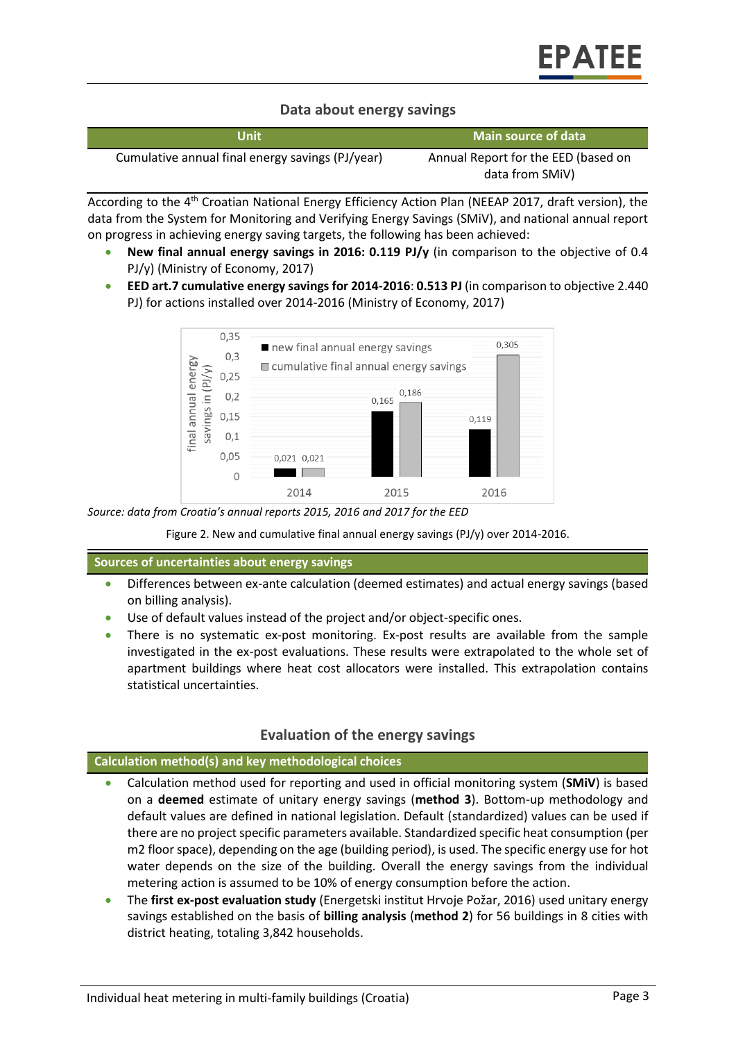## Data about energy savings

| Unit | Main source of data |
| --- | --- |
| Cumulative annual final energy savings (PJ/year) | Annual Report for the EED (based on data from SMiV) |

According to the 4th Croatian National Energy Efficiency Action Plan (NEEAP 2017, draft version), the data from the System for Monitoring and Verifying Energy Savings (SMiV), and national annual report on progress in achieving energy saving targets, the following has been achieved:

- **New final annual energy savings in 2016: 0.119 PJ/y** (in comparison to the objective of 0.4 PJ/y) (Ministry of Economy, 2017)
- **EED art.7 cumulative energy savings for 2014-2016**: **0.513 PJ** (in comparison to objective 2.440 PJ) for actions installed over 2014-2016 (Ministry of Economy, 2017)

| Year | new final annual energy savings | cumulative final annual energy savings |
| --- | --- | --- |
| 2014 | 0,021 | 0,021 |
| 2015 | 0,165 | 0,186 |
| 2016 | 0,119 | 0,305 |

*Source: data from Croatia's annual reports 2015, 2016 and 2017 for the EED*

Figure 2. New and cumulative final annual energy savings (PJ/y) over 2014-2016.

### Sources of uncertainties about energy savings

- Differences between ex-ante calculation (deemed estimates) and actual energy savings (based on billing analysis).
- Use of default values instead of the project and/or object-specific ones.
- There is no systematic ex-post monitoring. Ex-post results are available from the sample investigated in the ex-post evaluations. These results were extrapolated to the whole set of apartment buildings where heat cost allocators were installed. This extrapolation contains statistical uncertainties.

## Evaluation of the energy savings

### Calculation method(s) and key methodological choices

- Calculation method used for reporting and used in official monitoring system (**SMiV**) is based on a **deemed** estimate of unitary energy savings (**method 3**). Bottom-up methodology and default values are defined in national legislation. Default (standardized) values can be used if there are no project specific parameters available. Standardized specific heat consumption (per m2 floor space), depending on the age (building period), is used. The specific energy use for hot water depends on the size of the building. Overall the energy savings from the individual metering action is assumed to be 10% of energy consumption before the action.
- The **first ex-post evaluation study** (Energetski institut Hrvoje Požar, 2016) used unitary energy savings established on the basis of **billing analysis** (**method 2**) for 56 buildings in 8 cities with district heating, totaling 3,842 households.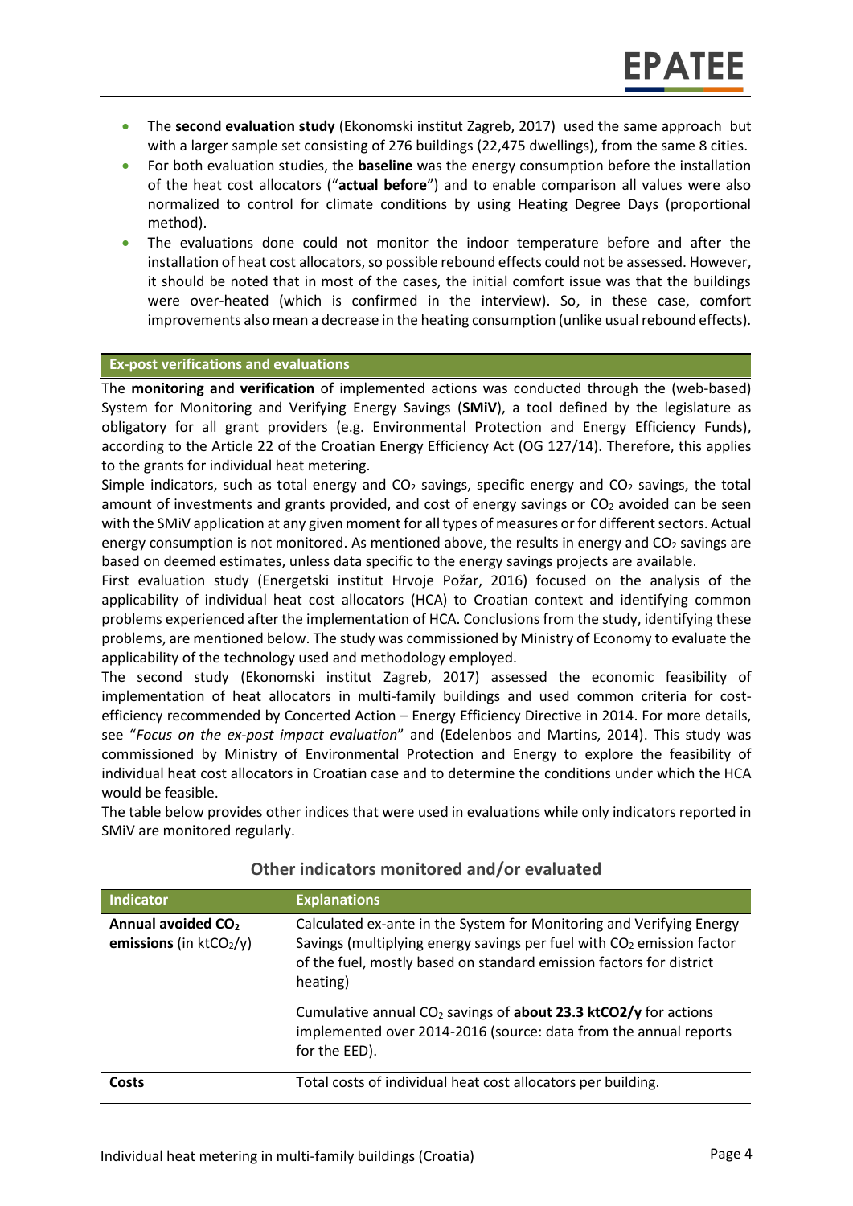- The **second evaluation study** (Ekonomski institut Zagreb, 2017) used the same approach but with a larger sample set consisting of 276 buildings (22,475 dwellings), from the same 8 cities.
- For both evaluation studies, the **baseline** was the energy consumption before the installation of the heat cost allocators ("**actual before**") and to enable comparison all values were also normalized to control for climate conditions by using Heating Degree Days (proportional method).
- The evaluations done could not monitor the indoor temperature before and after the installation of heat cost allocators, so possible rebound effects could not be assessed. However, it should be noted that in most of the cases, the initial comfort issue was that the buildings were over-heated (which is confirmed in the interview). So, in these case, comfort improvements also mean a decrease in the heating consumption (unlike usual rebound effects).

## Ex-post verifications and evaluations

The **monitoring and verification** of implemented actions was conducted through the (web-based) System for Monitoring and Verifying Energy Savings (**SMiV**), a tool defined by the legislature as obligatory for all grant providers (e.g. Environmental Protection and Energy Efficiency Funds), according to the Article 22 of the Croatian Energy Efficiency Act (OG 127/14). Therefore, this applies to the grants for individual heat metering.

Simple indicators, such as total energy and $CO_2$ savings, specific energy and $CO_2$ savings, the total amount of investments and grants provided, and cost of energy savings or $CO_2$ avoided can be seen with the SMiV application at any given moment for all types of measures or for different sectors. Actual energy consumption is not monitored. As mentioned above, the results in energy and $CO_2$ savings are based on deemed estimates, unless data specific to the energy savings projects are available.

First evaluation study (Energetski institut Hrvoje Požar, 2016) focused on the analysis of the applicability of individual heat cost allocators (HCA) to Croatian context and identifying common problems experienced after the implementation of HCA. Conclusions from the study, identifying these problems, are mentioned below. The study was commissioned by Ministry of Economy to evaluate the applicability of the technology used and methodology employed.

The second study (Ekonomski institut Zagreb, 2017) assessed the economic feasibility of implementation of heat allocators in multi-family buildings and used common criteria for cost-efficiency recommended by Concerted Action – Energy Efficiency Directive in 2014. For more details, see "*Focus on the ex-post impact evaluation*" and (Edelenbos and Martins, 2014). This study was commissioned by Ministry of Environmental Protection and Energy to explore the feasibility of individual heat cost allocators in Croatian case and to determine the conditions under which the HCA would be feasible.

The table below provides other indices that were used in evaluations while only indicators reported in SMiV are monitored regularly.

### Other indicators monitored and/or evaluated

| Indicator | Explanations |
|---|---|
| **Annual avoided $CO_2$ emissions** (in $ktCO_2/y$) | Calculated ex-ante in the System for Monitoring and Verifying Energy Savings (multiplying energy savings per fuel with $CO_2$ emission factor of the fuel, mostly based on standard emission factors for district heating)<br><br>Cumulative annual $CO_2$ savings of **about 23.3 ktCO2/y** for actions implemented over 2014-2016 (source: data from the annual reports for the EED). |
| **Costs** | Total costs of individual heat cost allocators per building. |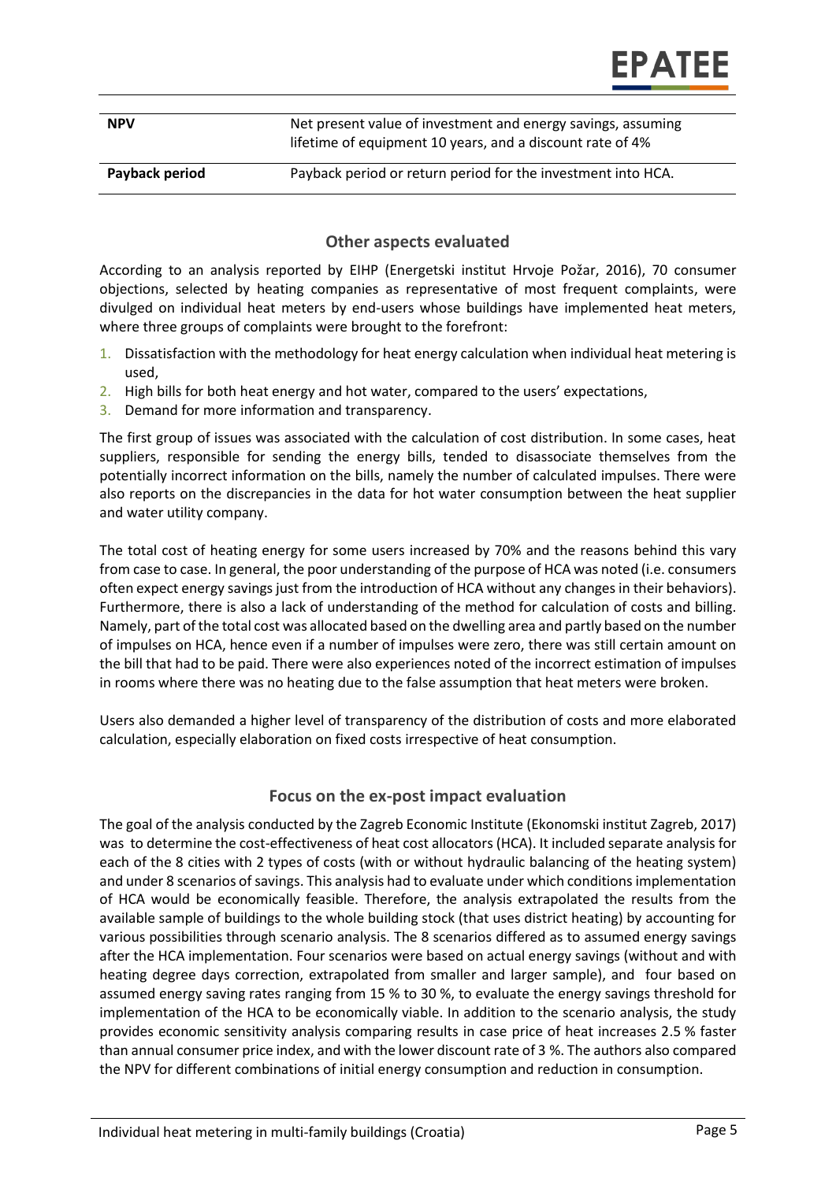| | |
|---|---|
| **NPV** | Net present value of investment and energy savings, assuming lifetime of equipment 10 years, and a discount rate of 4% |
| **Payback period** | Payback period or return period for the investment into HCA. |

## Other aspects evaluated

According to an analysis reported by EIHP (Energetski institut Hrvoje Požar, 2016), 70 consumer objections, selected by heating companies as representative of most frequent complaints, were divulged on individual heat meters by end-users whose buildings have implemented heat meters, where three groups of complaints were brought to the forefront:

1. Dissatisfaction with the methodology for heat energy calculation when individual heat metering is used,
2. High bills for both heat energy and hot water, compared to the users' expectations,
3. Demand for more information and transparency.

The first group of issues was associated with the calculation of cost distribution. In some cases, heat suppliers, responsible for sending the energy bills, tended to disassociate themselves from the potentially incorrect information on the bills, namely the number of calculated impulses. There were also reports on the discrepancies in the data for hot water consumption between the heat supplier and water utility company.

The total cost of heating energy for some users increased by 70% and the reasons behind this vary from case to case. In general, the poor understanding of the purpose of HCA was noted (i.e. consumers often expect energy savings just from the introduction of HCA without any changes in their behaviors). Furthermore, there is also a lack of understanding of the method for calculation of costs and billing. Namely, part of the total cost was allocated based on the dwelling area and partly based on the number of impulses on HCA, hence even if a number of impulses were zero, there was still certain amount on the bill that had to be paid. There were also experiences noted of the incorrect estimation of impulses in rooms where there was no heating due to the false assumption that heat meters were broken.

Users also demanded a higher level of transparency of the distribution of costs and more elaborated calculation, especially elaboration on fixed costs irrespective of heat consumption.

## Focus on the ex-post impact evaluation

The goal of the analysis conducted by the Zagreb Economic Institute (Ekonomski institut Zagreb, 2017) was to determine the cost-effectiveness of heat cost allocators (HCA). It included separate analysis for each of the 8 cities with 2 types of costs (with or without hydraulic balancing of the heating system) and under 8 scenarios of savings. This analysis had to evaluate under which conditions implementation of HCA would be economically feasible. Therefore, the analysis extrapolated the results from the available sample of buildings to the whole building stock (that uses district heating) by accounting for various possibilities through scenario analysis. The 8 scenarios differed as to assumed energy savings after the HCA implementation. Four scenarios were based on actual energy savings (without and with heating degree days correction, extrapolated from smaller and larger sample), and four based on assumed energy saving rates ranging from 15 % to 30 %, to evaluate the energy savings threshold for implementation of the HCA to be economically viable. In addition to the scenario analysis, the study provides economic sensitivity analysis comparing results in case price of heat increases 2.5 % faster than annual consumer price index, and with the lower discount rate of 3 %. The authors also compared the NPV for different combinations of initial energy consumption and reduction in consumption.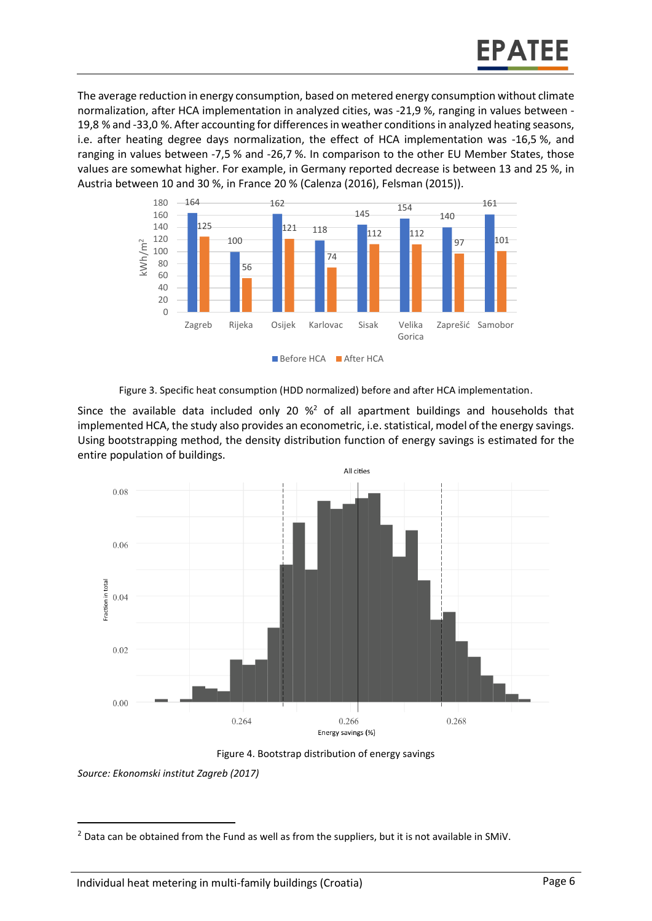The average reduction in energy consumption, based on metered energy consumption without climate normalization, after HCA implementation in analyzed cities, was -21,9 %, ranging in values between -19,8 % and -33,0 %. After accounting for differences in weather conditions in analyzed heating seasons, i.e. after heating degree days normalization, the effect of HCA implementation was -16,5 %, and ranging in values between -7,5 % and -26,7 %. In comparison to the other EU Member States, those values are somewhat higher. For example, in Germany reported decrease is between 13 and 25 %, in Austria between 10 and 30 %, in France 20 % (Calenza (2016), Felsman (2015)).

| City | Before HCA (kWh/m²) | After HCA (kWh/m²) |
|---|---|---|
| Zagreb | 164 | 125 |
| Rijeka | 100 | 56 |
| Osijek | 162 | 121 |
| Karlovac | 118 | 74 |
| Sisak | 145 | 112 |
| Velika Gorica | 154 | 112 |
| Zaprešić | 140 | 97 |
| Samobor | 161 | 101 |

Figure 3. Specific heat consumption (HDD normalized) before and after HCA implementation.

Since the available data included only 20 %[2] of all apartment buildings and households that implemented HCA, the study also provides an econometric, i.e. statistical, model of the energy savings. Using bootstrapping method, the density distribution function of energy savings is estimated for the entire population of buildings.

Figure 4. Bootstrap distribution of energy savings

*Source: Ekonomski institut Zagreb (2017)*

[2] Data can be obtained from the Fund as well as from the suppliers, but it is not available in SMiV.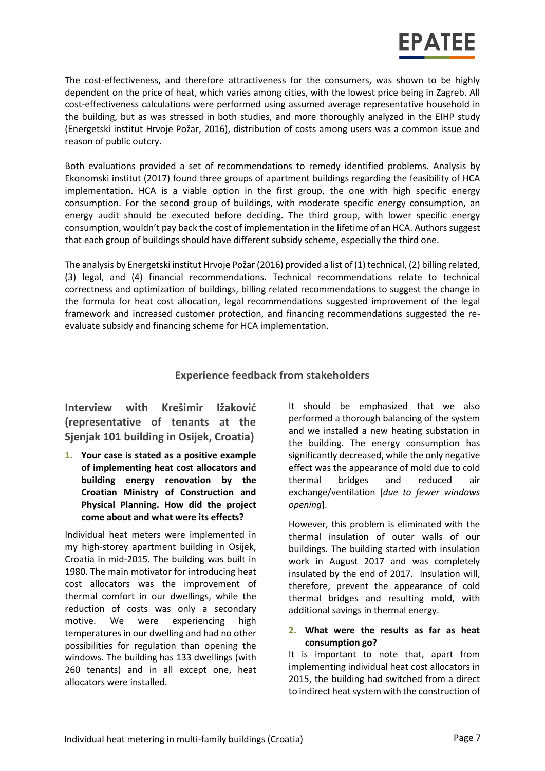The cost-effectiveness, and therefore attractiveness for the consumers, was shown to be highly dependent on the price of heat, which varies among cities, with the lowest price being in Zagreb. All cost-effectiveness calculations were performed using assumed average representative household in the building, but as was stressed in both studies, and more thoroughly analyzed in the EIHP study (Energetski institut Hrvoje Požar, 2016), distribution of costs among users was a common issue and reason of public outcry.

Both evaluations provided a set of recommendations to remedy identified problems. Analysis by Ekonomski institut (2017) found three groups of apartment buildings regarding the feasibility of HCA implementation. HCA is a viable option in the first group, the one with high specific energy consumption. For the second group of buildings, with moderate specific energy consumption, an energy audit should be executed before deciding. The third group, with lower specific energy consumption, wouldn't pay back the cost of implementation in the lifetime of an HCA. Authors suggest that each group of buildings should have different subsidy scheme, especially the third one.

The analysis by Energetski institut Hrvoje Požar (2016) provided a list of (1) technical, (2) billing related, (3) legal, and (4) financial recommendations. Technical recommendations relate to technical correctness and optimization of buildings, billing related recommendations to suggest the change in the formula for heat cost allocation, legal recommendations suggested improvement of the legal framework and increased customer protection, and financing recommendations suggested the re-evaluate subsidy and financing scheme for HCA implementation.

## Experience feedback from stakeholders

### Interview with Krešimir Ižaković (representative of tenants at the Sjenjak 101 building in Osijek, Croatia)

1. **Your case is stated as a positive example of implementing heat cost allocators and building energy renovation by the Croatian Ministry of Construction and Physical Planning. How did the project come about and what were its effects?**

Individual heat meters were implemented in my high-storey apartment building in Osijek, Croatia in mid-2015. The building was built in 1980. The main motivator for introducing heat cost allocators was the improvement of thermal comfort in our dwellings, while the reduction of costs was only a secondary motive. We were experiencing high temperatures in our dwelling and had no other possibilities for regulation than opening the windows. The building has 133 dwellings (with 260 tenants) and in all except one, heat allocators were installed.

It should be emphasized that we also performed a thorough balancing of the system and we installed a new heating substation in the building. The energy consumption has significantly decreased, while the only negative effect was the appearance of mold due to cold thermal bridges and reduced air exchange/ventilation [*due to fewer windows opening*].

However, this problem is eliminated with the thermal insulation of outer walls of our buildings. The building started with insulation work in August 2017 and was completely insulated by the end of 2017. Insulation will, therefore, prevent the appearance of cold thermal bridges and resulting mold, with additional savings in thermal energy.

2. **What were the results as far as heat consumption go?**

It is important to note that, apart from implementing individual heat cost allocators in 2015, the building had switched from a direct to indirect heat system with the construction of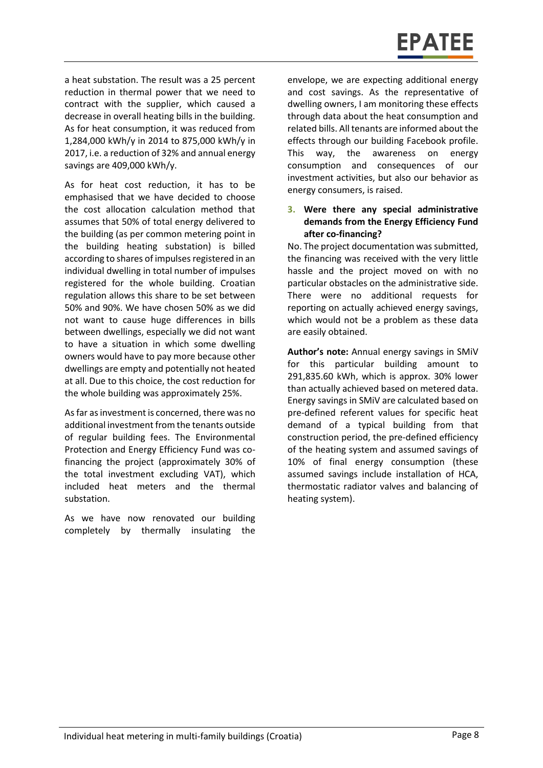a heat substation. The result was a 25 percent reduction in thermal power that we need to contract with the supplier, which caused a decrease in overall heating bills in the building. As for heat consumption, it was reduced from 1,284,000 kWh/y in 2014 to 875,000 kWh/y in 2017, i.e. a reduction of 32% and annual energy savings are 409,000 kWh/y.

As for heat cost reduction, it has to be emphasised that we have decided to choose the cost allocation calculation method that assumes that 50% of total energy delivered to the building (as per common metering point in the building heating substation) is billed according to shares of impulses registered in an individual dwelling in total number of impulses registered for the whole building. Croatian regulation allows this share to be set between 50% and 90%. We have chosen 50% as we did not want to cause huge differences in bills between dwellings, especially we did not want to have a situation in which some dwelling owners would have to pay more because other dwellings are empty and potentially not heated at all. Due to this choice, the cost reduction for the whole building was approximately 25%.

As far as investment is concerned, there was no additional investment from the tenants outside of regular building fees. The Environmental Protection and Energy Efficiency Fund was co-financing the project (approximately 30% of the total investment excluding VAT), which included heat meters and the thermal substation.

As we have now renovated our building completely by thermally insulating the envelope, we are expecting additional energy and cost savings. As the representative of dwelling owners, I am monitoring these effects through data about the heat consumption and related bills. All tenants are informed about the effects through our building Facebook profile. This way, the awareness on energy consumption and consequences of our investment activities, but also our behavior as energy consumers, is raised.

### 3. Were there any special administrative demands from the Energy Efficiency Fund after co-financing?

No. The project documentation was submitted, the financing was received with the very little hassle and the project moved on with no particular obstacles on the administrative side. There were no additional requests for reporting on actually achieved energy savings, which would not be a problem as these data are easily obtained.

**Author's note:** Annual energy savings in SMiV for this particular building amount to 291,835.60 kWh, which is approx. 30% lower than actually achieved based on metered data. Energy savings in SMiV are calculated based on pre-defined referent values for specific heat demand of a typical building from that construction period, the pre-defined efficiency of the heating system and assumed savings of 10% of final energy consumption (these assumed savings include installation of HCA, thermostatic radiator valves and balancing of heating system).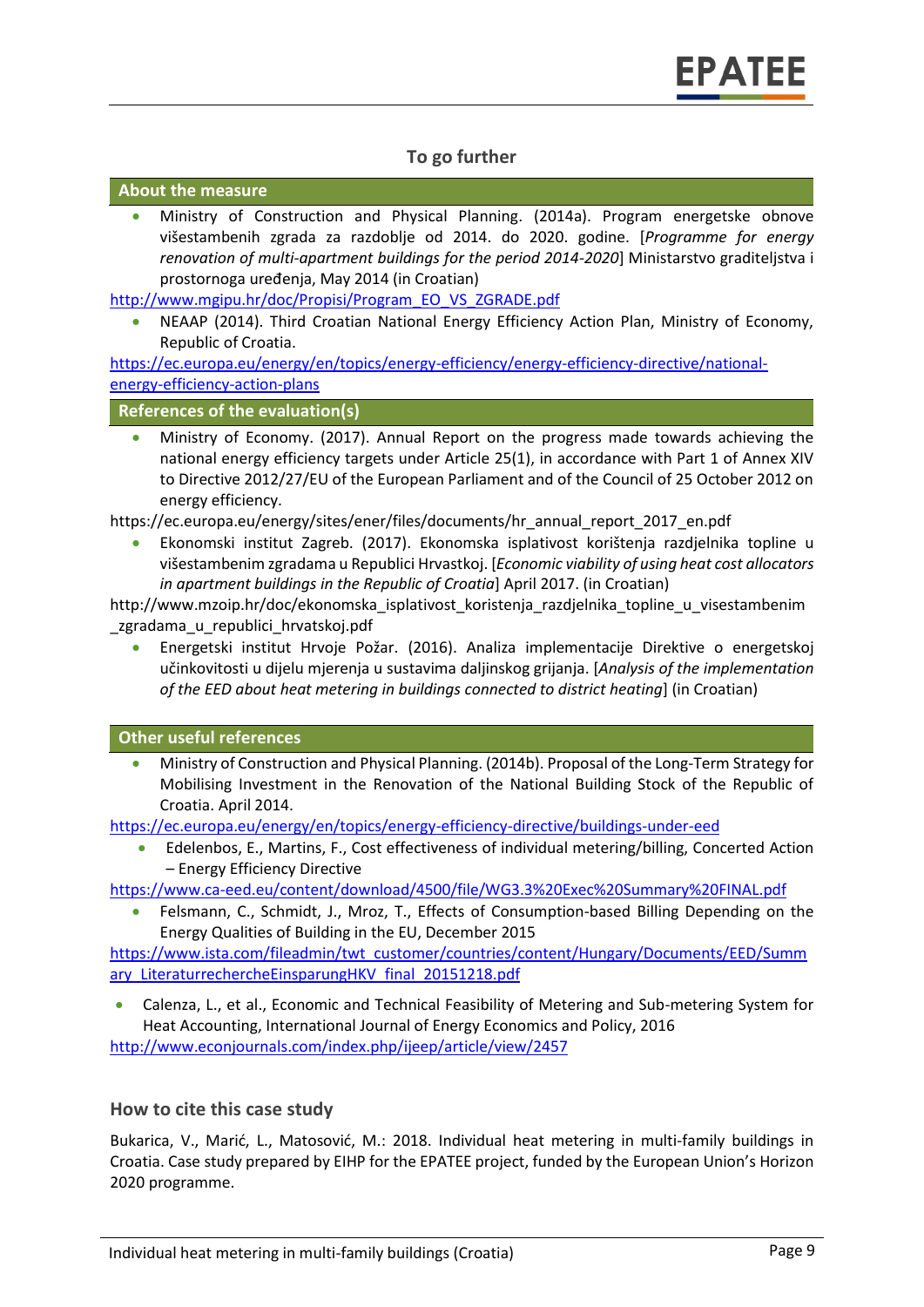## To go further

### About the measure

- Ministry of Construction and Physical Planning. (2014a). Program energetske obnove višestambenih zgrada za razdoblje od 2014. do 2020. godine. [*Programme for energy renovation of multi-apartment buildings for the period 2014-2020*] Ministarstvo graditeljstva i prostornoga uređenja, May 2014 (in Croatian)

http://www.mgipu.hr/doc/Propisi/Program_EO_VS_ZGRADE.pdf

- NEAAP (2014). Third Croatian National Energy Efficiency Action Plan, Ministry of Economy, Republic of Croatia.

https://ec.europa.eu/energy/en/topics/energy-efficiency/energy-efficiency-directive/national-energy-efficiency-action-plans

### References of the evaluation(s)

- Ministry of Economy. (2017). Annual Report on the progress made towards achieving the national energy efficiency targets under Article 25(1), in accordance with Part 1 of Annex XIV to Directive 2012/27/EU of the European Parliament and of the Council of 25 October 2012 on energy efficiency.

https://ec.europa.eu/energy/sites/ener/files/documents/hr_annual_report_2017_en.pdf

- Ekonomski institut Zagreb. (2017). Ekonomska isplativost korištenja razdjelnika topline u višestambenim zgradama u Republici Hrvastkoj. [*Economic viability of using heat cost allocators in apartment buildings in the Republic of Croatia*] April 2017. (in Croatian)

http://www.mzoip.hr/doc/ekonomska_isplativost_koristenja_razdjelnika_topline_u_visestambenim_zgradama_u_republici_hrvatskoj.pdf

- Energetski institut Hrvoje Požar. (2016). Analiza implementacije Direktive o energetskoj učinkovitosti u dijelu mjerenja u sustavima daljinskog grijanja. [*Analysis of the implementation of the EED about heat metering in buildings connected to district heating*] (in Croatian)

### Other useful references

- Ministry of Construction and Physical Planning. (2014b). Proposal of the Long-Term Strategy for Mobilising Investment in the Renovation of the National Building Stock of the Republic of Croatia. April 2014.

https://ec.europa.eu/energy/en/topics/energy-efficiency-directive/buildings-under-eed

- Edelenbos, E., Martins, F., Cost effectiveness of individual metering/billing, Concerted Action – Energy Efficiency Directive

https://www.ca-eed.eu/content/download/4500/file/WG3.3%20Exec%20Summary%20FINAL.pdf

- Felsmann, C., Schmidt, J., Mroz, T., Effects of Consumption-based Billing Depending on the Energy Qualities of Building in the EU, December 2015

https://www.ista.com/fileadmin/twt_customer/countries/content/Hungary/Documents/EED/Summary_LiteraturrechercheEinsparungHKV_final_20151218.pdf

- Calenza, L., et al., Economic and Technical Feasibility of Metering and Sub-metering System for Heat Accounting, International Journal of Energy Economics and Policy, 2016

http://www.econjournals.com/index.php/ijeep/article/view/2457

### How to cite this case study

Bukarica, V., Marić, L., Matosović, M.: 2018. Individual heat metering in multi-family buildings in Croatia. Case study prepared by EIHP for the EPATEE project, funded by the European Union's Horizon 2020 programme.